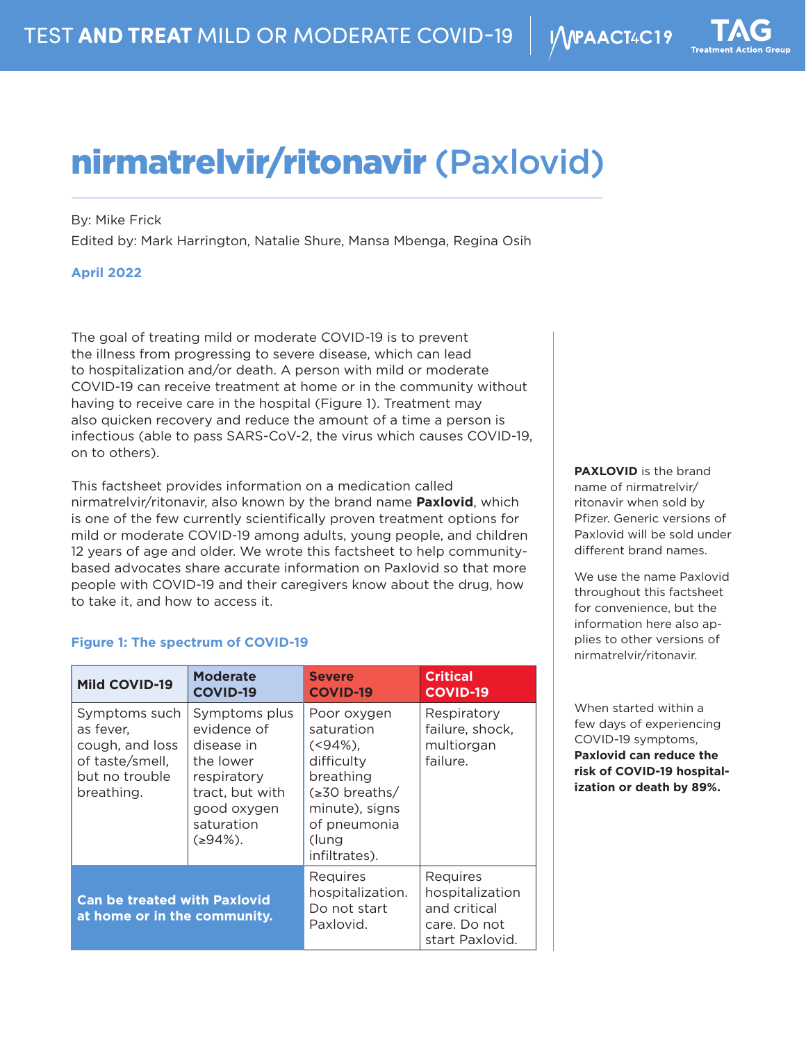# nirmatrelvir/ritonavir (Paxlovid)

By: Mike Frick

Edited by: Mark Harrington, Natalie Shure, Mansa Mbenga, Regina Osih

**April 2022**

The goal of treating mild or moderate COVID-19 is to prevent the illness from progressing to severe disease, which can lead to hospitalization and/or death. A person with mild or moderate COVID-19 can receive treatment at home or in the community without having to receive care in the hospital (Figure 1). Treatment may also quicken recovery and reduce the amount of a time a person is infectious (able to pass SARS-CoV-2, the virus which causes COVID-19, on to others).

This factsheet provides information on a medication called nirmatrelvir/ritonavir, also known by the brand name **Paxlovid**, which is one of the few currently scientifically proven treatment options for mild or moderate COVID-19 among adults, young people, and children 12 years of age and older. We wrote this factsheet to help community-based advocates share accurate information on Paxlovid so that more people with COVID-19 and their caregivers know about the drug, how to take it, and how to access it.

**PAXLOVID** is the brand name of nirmatrelvir/ritonavir when sold by Pfizer. Generic versions of Paxlovid will be sold under different brand names.

We use the name Paxlovid throughout this factsheet for convenience, but the information here also applies to other versions of nirmatrelvir/ritonavir.

When started within a few days of experiencing COVID-19 symptoms, **Paxlovid can reduce the risk of COVID-19 hospitalization or death by 89%.**

**Figure 1: The spectrum of COVID-19**

| Mild COVID-19 | Moderate COVID-19 | Severe COVID-19 | Critical COVID-19 |
|---|---|---|---|
| Symptoms such as fever, cough, and loss of taste/smell, but no trouble breathing. | Symptoms plus evidence of disease in the lower respiratory tract, but with good oxygen saturation (≥94%). | Poor oxygen saturation (<94%), difficulty breathing (≥30 breaths/minute), signs of pneumonia (lung infiltrates). | Respiratory failure, shock, multiorgan failure. |
| **Can be treated with Paxlovid at home or in the community.** | | Requires hospitalization. Do not start Paxlovid. | Requires hospitalization and critical care. Do not start Paxlovid. |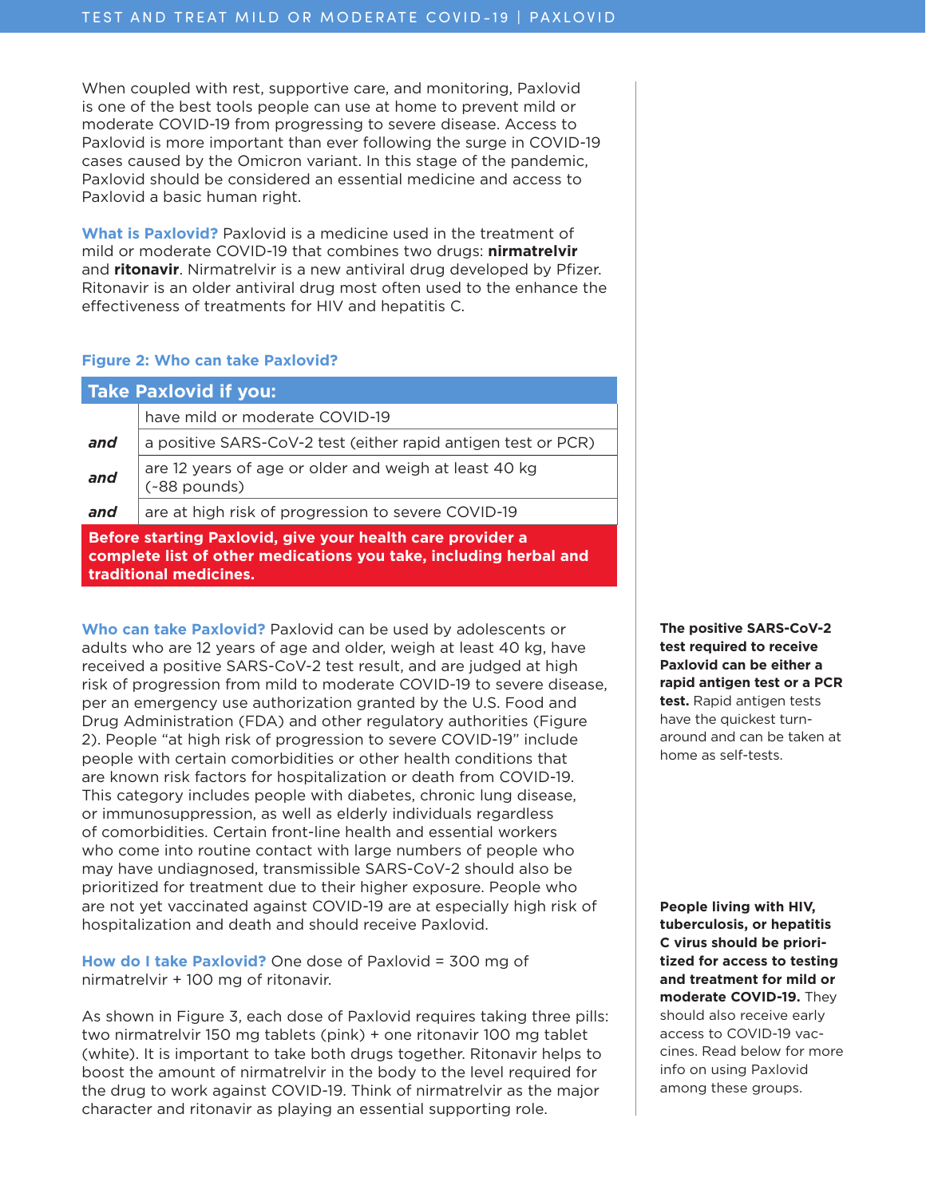When coupled with rest, supportive care, and monitoring, Paxlovid is one of the best tools people can use at home to prevent mild or moderate COVID-19 from progressing to severe disease. Access to Paxlovid is more important than ever following the surge in COVID-19 cases caused by the Omicron variant. In this stage of the pandemic, Paxlovid should be considered an essential medicine and access to Paxlovid a basic human right.

**What is Paxlovid?** Paxlovid is a medicine used in the treatment of mild or moderate COVID-19 that combines two drugs: **nirmatrelvir** and **ritonavir**. Nirmatrelvir is a new antiviral drug developed by Pfizer. Ritonavir is an older antiviral drug most often used to the enhance the effectiveness of treatments for HIV and hepatitis C.

**Figure 2: Who can take Paxlovid?**

| | **Take Paxlovid if you:** |
|---|---|
| | have mild or moderate COVID-19 |
| ***and*** | a positive SARS-CoV-2 test (either rapid antigen test or PCR) |
| ***and*** | are 12 years of age or older and weigh at least 40 kg (~88 pounds) |
| ***and*** | are at high risk of progression to severe COVID-19 |

**Before starting Paxlovid, give your health care provider a complete list of other medications you take, including herbal and traditional medicines.**

**Who can take Paxlovid?** Paxlovid can be used by adolescents or adults who are 12 years of age and older, weigh at least 40 kg, have received a positive SARS-CoV-2 test result, and are judged at high risk of progression from mild to moderate COVID-19 to severe disease, per an emergency use authorization granted by the U.S. Food and Drug Administration (FDA) and other regulatory authorities (Figure 2). People "at high risk of progression to severe COVID-19" include people with certain comorbidities or other health conditions that are known risk factors for hospitalization or death from COVID-19. This category includes people with diabetes, chronic lung disease, or immunosuppression, as well as elderly individuals regardless of comorbidities. Certain front-line health and essential workers who come into routine contact with large numbers of people who may have undiagnosed, transmissible SARS-CoV-2 should also be prioritized for treatment due to their higher exposure. People who are not yet vaccinated against COVID-19 are at especially high risk of hospitalization and death and should receive Paxlovid.

**How do I take Paxlovid?** One dose of Paxlovid = 300 mg of nirmatrelvir + 100 mg of ritonavir.

As shown in Figure 3, each dose of Paxlovid requires taking three pills: two nirmatrelvir 150 mg tablets (pink) + one ritonavir 100 mg tablet (white). It is important to take both drugs together. Ritonavir helps to boost the amount of nirmatrelvir in the body to the level required for the drug to work against COVID-19. Think of nirmatrelvir as the major character and ritonavir as playing an essential supporting role.

**The positive SARS-CoV-2 test required to receive Paxlovid can be either a rapid antigen test or a PCR test.** Rapid antigen tests have the quickest turn-around and can be taken at home as self-tests.

**People living with HIV, tuberculosis, or hepatitis C virus should be prioritized for access to testing and treatment for mild or moderate COVID-19.** They should also receive early access to COVID-19 vaccines. Read below for more info on using Paxlovid among these groups.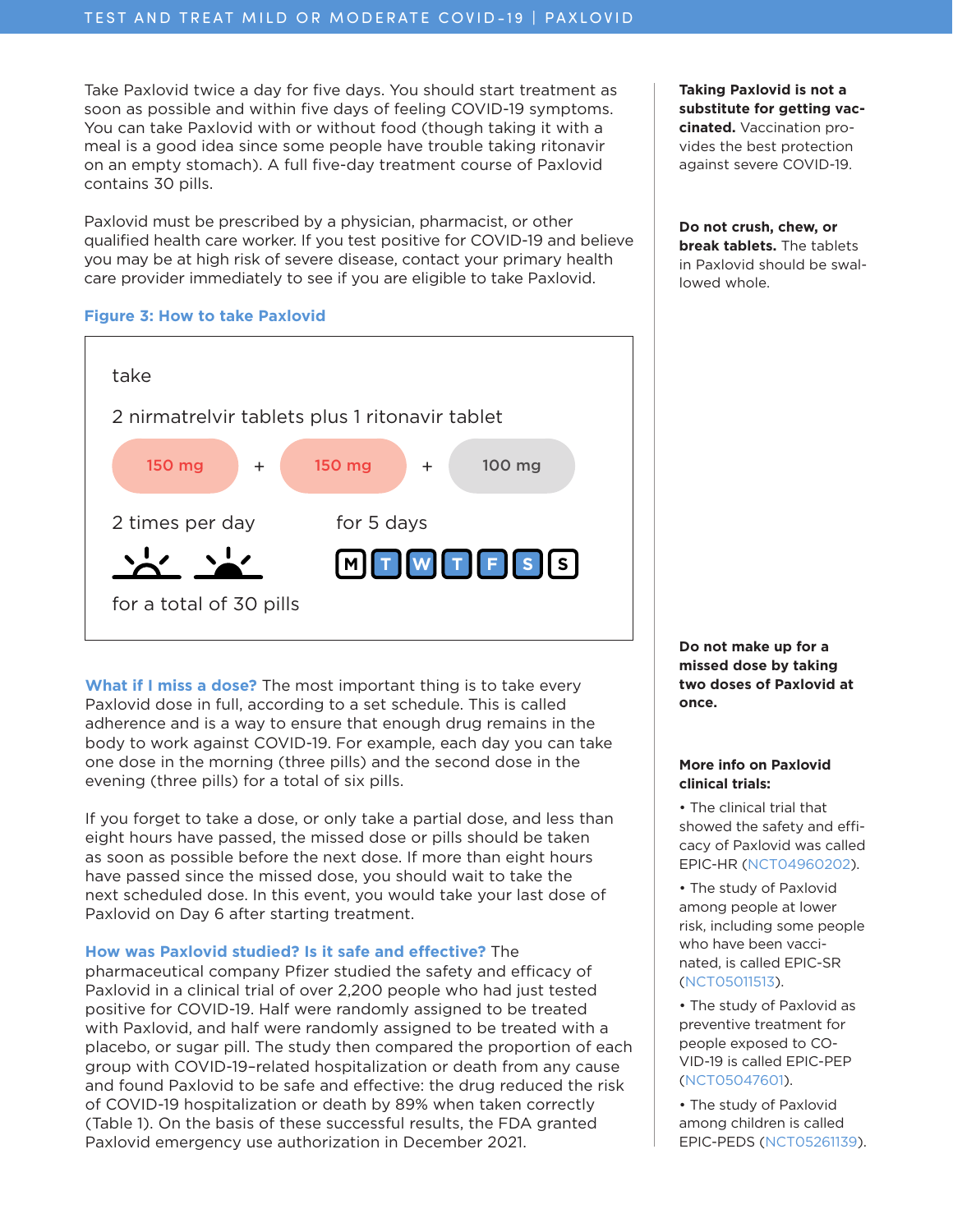Take Paxlovid twice a day for five days. You should start treatment as soon as possible and within five days of feeling COVID-19 symptoms. You can take Paxlovid with or without food (though taking it with a meal is a good idea since some people have trouble taking ritonavir on an empty stomach). A full five-day treatment course of Paxlovid contains 30 pills.

Paxlovid must be prescribed by a physician, pharmacist, or other qualified health care worker. If you test positive for COVID-19 and believe you may be at high risk of severe disease, contact your primary health care provider immediately to see if you are eligible to take Paxlovid.

**Figure 3: How to take Paxlovid**

take

2 nirmatrelvir tablets plus 1 ritonavir tablet

150 mg + 150 mg + 100 mg

2 times per day — for 5 days

M T W T F S S

for a total of 30 pills

**What if I miss a dose?** The most important thing is to take every Paxlovid dose in full, according to a set schedule. This is called adherence and is a way to ensure that enough drug remains in the body to work against COVID-19. For example, each day you can take one dose in the morning (three pills) and the second dose in the evening (three pills) for a total of six pills.

If you forget to take a dose, or only take a partial dose, and less than eight hours have passed, the missed dose or pills should be taken as soon as possible before the next dose. If more than eight hours have passed since the missed dose, you should wait to take the next scheduled dose. In this event, you would take your last dose of Paxlovid on Day 6 after starting treatment.

**How was Paxlovid studied? Is it safe and effective?** The pharmaceutical company Pfizer studied the safety and efficacy of Paxlovid in a clinical trial of over 2,200 people who had just tested positive for COVID-19. Half were randomly assigned to be treated with Paxlovid, and half were randomly assigned to be treated with a placebo, or sugar pill. The study then compared the proportion of each group with COVID-19–related hospitalization or death from any cause and found Paxlovid to be safe and effective: the drug reduced the risk of COVID-19 hospitalization or death by 89% when taken correctly (Table 1). On the basis of these successful results, the FDA granted Paxlovid emergency use authorization in December 2021.

**Taking Paxlovid is not a substitute for getting vaccinated.** Vaccination provides the best protection against severe COVID-19.

**Do not crush, chew, or break tablets.** The tablets in Paxlovid should be swallowed whole.

**Do not make up for a missed dose by taking two doses of Paxlovid at once.**

**More info on Paxlovid clinical trials:**

- The clinical trial that showed the safety and efficacy of Paxlovid was called EPIC-HR (NCT04960202).
- The study of Paxlovid among people at lower risk, including some people who have been vaccinated, is called EPIC-SR (NCT05011513).
- The study of Paxlovid as preventive treatment for people exposed to COVID-19 is called EPIC-PEP (NCT05047601).
- The study of Paxlovid among children is called EPIC-PEDS (NCT05261139).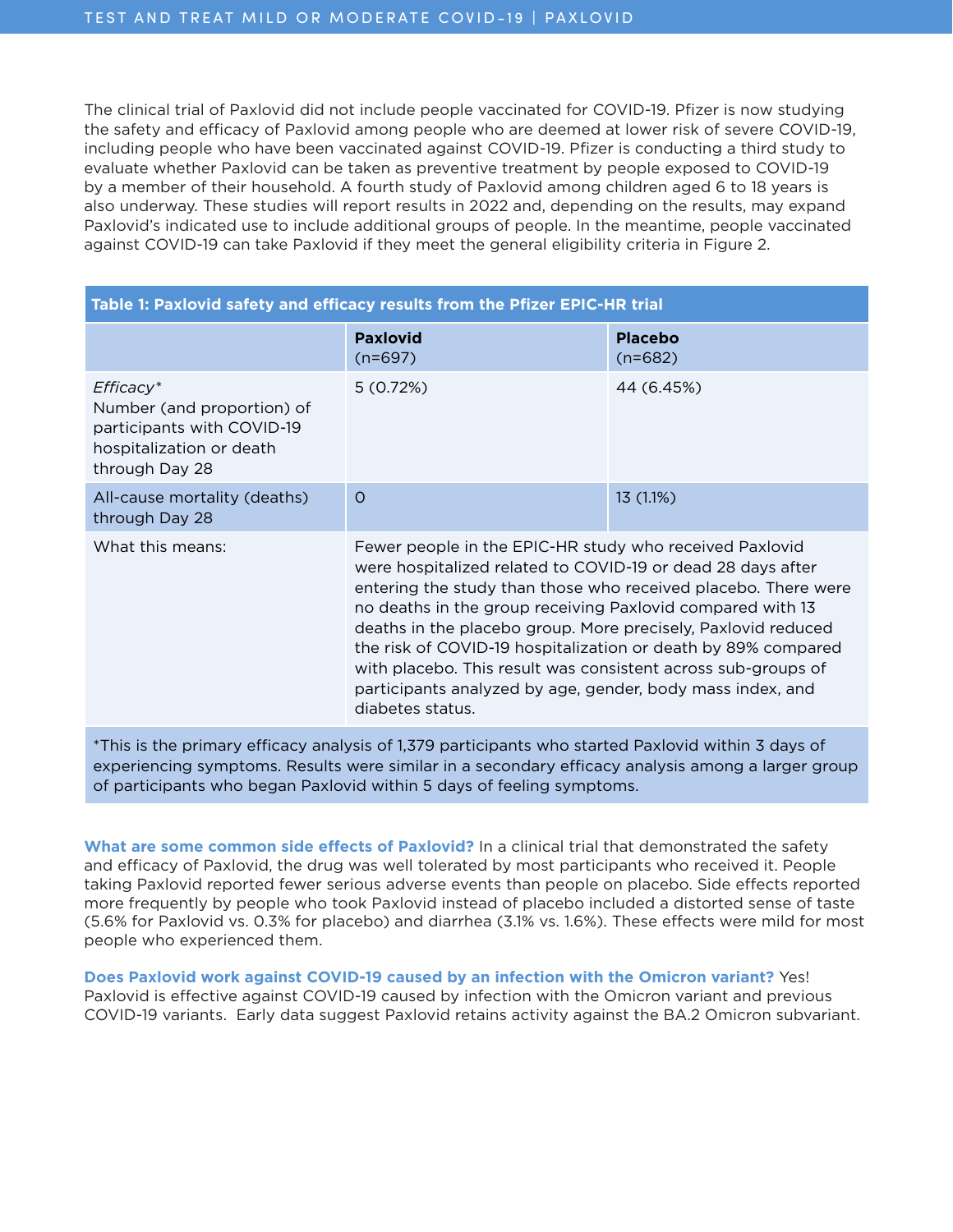The clinical trial of Paxlovid did not include people vaccinated for COVID-19. Pfizer is now studying the safety and efficacy of Paxlovid among people who are deemed at lower risk of severe COVID-19, including people who have been vaccinated against COVID-19. Pfizer is conducting a third study to evaluate whether Paxlovid can be taken as preventive treatment by people exposed to COVID-19 by a member of their household. A fourth study of Paxlovid among children aged 6 to 18 years is also underway. These studies will report results in 2022 and, depending on the results, may expand Paxlovid's indicated use to include additional groups of people. In the meantime, people vaccinated against COVID-19 can take Paxlovid if they meet the general eligibility criteria in Figure 2.

**Table 1: Paxlovid safety and efficacy results from the Pfizer EPIC-HR trial**

| | **Paxlovid** (n=697) | **Placebo** (n=682) |
|---|---|---|
| *Efficacy** Number (and proportion) of participants with COVID-19 hospitalization or death through Day 28 | 5 (0.72%) | 44 (6.45%) |
| All-cause mortality (deaths) through Day 28 | 0 | 13 (1.1%) |
| What this means: | Fewer people in the EPIC-HR study who received Paxlovid were hospitalized related to COVID-19 or dead 28 days after entering the study than those who received placebo. There were no deaths in the group receiving Paxlovid compared with 13 deaths in the placebo group. More precisely, Paxlovid reduced the risk of COVID-19 hospitalization or death by 89% compared with placebo. This result was consistent across sub-groups of participants analyzed by age, gender, body mass index, and diabetes status. | |

*This is the primary efficacy analysis of 1,379 participants who started Paxlovid within 3 days of experiencing symptoms. Results were similar in a secondary efficacy analysis among a larger group of participants who began Paxlovid within 5 days of feeling symptoms.

**What are some common side effects of Paxlovid?** In a clinical trial that demonstrated the safety and efficacy of Paxlovid, the drug was well tolerated by most participants who received it. People taking Paxlovid reported fewer serious adverse events than people on placebo. Side effects reported more frequently by people who took Paxlovid instead of placebo included a distorted sense of taste (5.6% for Paxlovid vs. 0.3% for placebo) and diarrhea (3.1% vs. 1.6%). These effects were mild for most people who experienced them.

**Does Paxlovid work against COVID-19 caused by an infection with the Omicron variant?** Yes! Paxlovid is effective against COVID-19 caused by infection with the Omicron variant and previous COVID-19 variants. Early data suggest Paxlovid retains activity against the BA.2 Omicron subvariant.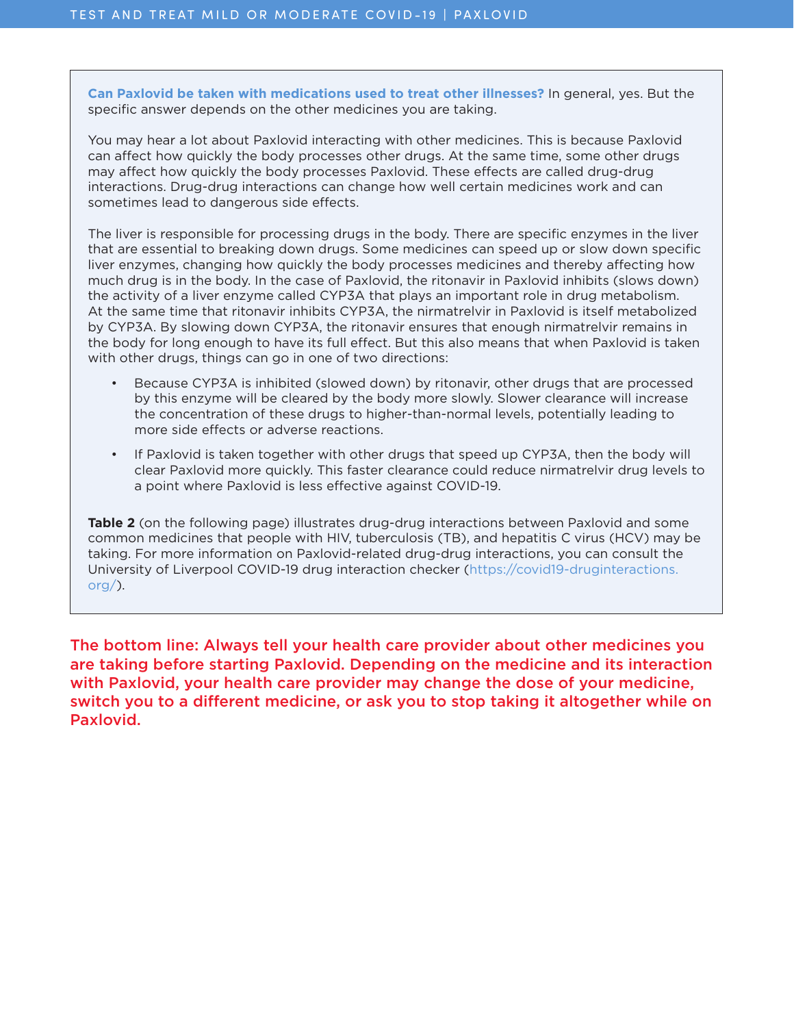**Can Paxlovid be taken with medications used to treat other illnesses?** In general, yes. But the specific answer depends on the other medicines you are taking.

You may hear a lot about Paxlovid interacting with other medicines. This is because Paxlovid can affect how quickly the body processes other drugs. At the same time, some other drugs may affect how quickly the body processes Paxlovid. These effects are called drug-drug interactions. Drug-drug interactions can change how well certain medicines work and can sometimes lead to dangerous side effects.

The liver is responsible for processing drugs in the body. There are specific enzymes in the liver that are essential to breaking down drugs. Some medicines can speed up or slow down specific liver enzymes, changing how quickly the body processes medicines and thereby affecting how much drug is in the body. In the case of Paxlovid, the ritonavir in Paxlovid inhibits (slows down) the activity of a liver enzyme called CYP3A that plays an important role in drug metabolism. At the same time that ritonavir inhibits CYP3A, the nirmatrelvir in Paxlovid is itself metabolized by CYP3A. By slowing down CYP3A, the ritonavir ensures that enough nirmatrelvir remains in the body for long enough to have its full effect. But this also means that when Paxlovid is taken with other drugs, things can go in one of two directions:

- Because CYP3A is inhibited (slowed down) by ritonavir, other drugs that are processed by this enzyme will be cleared by the body more slowly. Slower clearance will increase the concentration of these drugs to higher-than-normal levels, potentially leading to more side effects or adverse reactions.
- If Paxlovid is taken together with other drugs that speed up CYP3A, then the body will clear Paxlovid more quickly. This faster clearance could reduce nirmatrelvir drug levels to a point where Paxlovid is less effective against COVID-19.

**Table 2** (on the following page) illustrates drug-drug interactions between Paxlovid and some common medicines that people with HIV, tuberculosis (TB), and hepatitis C virus (HCV) may be taking. For more information on Paxlovid-related drug-drug interactions, you can consult the University of Liverpool COVID-19 drug interaction checker (https://covid19-druginteractions.org/).

**The bottom line: Always tell your health care provider about other medicines you are taking before starting Paxlovid. Depending on the medicine and its interaction with Paxlovid, your health care provider may change the dose of your medicine, switch you to a different medicine, or ask you to stop taking it altogether while on Paxlovid.**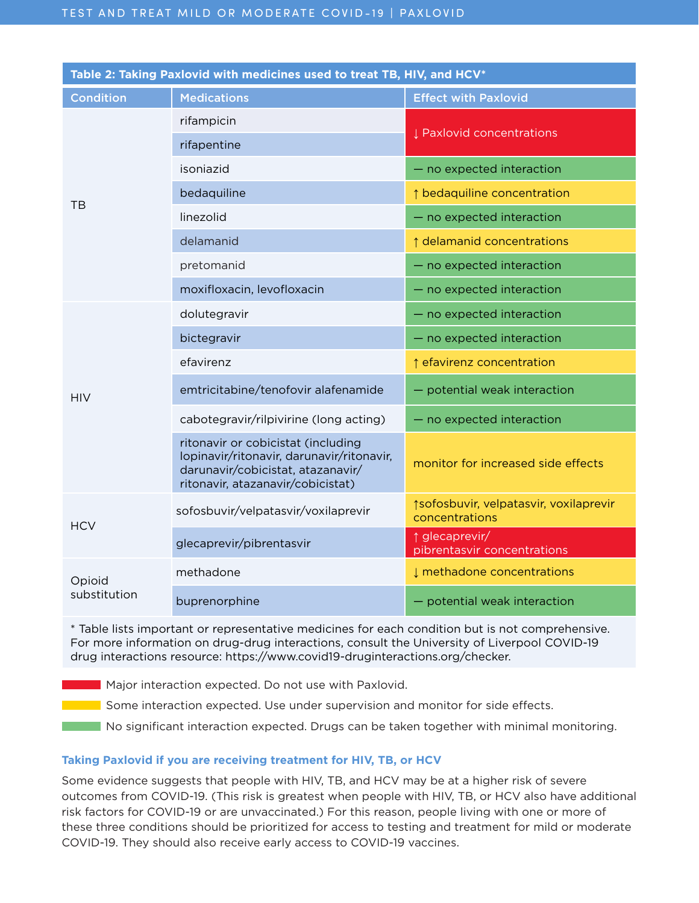**Table 2: Taking Paxlovid with medicines used to treat TB, HIV, and HCV***

| Condition | Medications | Effect with Paxlovid |
|---|---|---|
| TB | rifampicin | ↓ Paxlovid concentrations |
| | rifapentine | ↓ Paxlovid concentrations |
| | isoniazid | — no expected interaction |
| | bedaquiline | ↑ bedaquiline concentration |
| | linezolid | — no expected interaction |
| | delamanid | ↑ delamanid concentrations |
| | pretomanid | — no expected interaction |
| | moxifloxacin, levofloxacin | — no expected interaction |
| HIV | dolutegravir | — no expected interaction |
| | bictegravir | — no expected interaction |
| | efavirenz | ↑ efavirenz concentration |
| | emtricitabine/tenofovir alafenamide | — potential weak interaction |
| | cabotegravir/rilpivirine (long acting) | — no expected interaction |
| | ritonavir or cobicistat (including lopinavir/ritonavir, darunavir/ritonavir, darunavir/cobicistat, atazanavir/ritonavir, atazanavir/cobicistat) | monitor for increased side effects |
| HCV | sofosbuvir/velpatasvir/voxilaprevir | ↑sofosbuvir, velpatasvir, voxilaprevir concentrations |
| | glecaprevir/pibrentasvir | ↑ glecaprevir/ pibrentasvir concentrations |
| Opioid substitution | methadone | ↓ methadone concentrations |
| | buprenorphine | — potential weak interaction |

* Table lists important or representative medicines for each condition but is not comprehensive. For more information on drug-drug interactions, consult the University of Liverpool COVID-19 drug interactions resource: https://www.covid19-druginteractions.org/checker.

- Red: Major interaction expected. Do not use with Paxlovid. (rifampicin, rifapentine, glecaprevir/pibrentasvir)
- Yellow: Some interaction expected. Use under supervision and monitor for side effects. (bedaquiline, delamanid, efavirenz, ritonavir or cobicistat, sofosbuvir/velpatasvir/voxilaprevir, methadone)
- Green: No significant interaction expected. Drugs can be taken together with minimal monitoring. (all other listed medications)

### Taking Paxlovid if you are receiving treatment for HIV, TB, or HCV

Some evidence suggests that people with HIV, TB, and HCV may be at a higher risk of severe outcomes from COVID-19. (This risk is greatest when people with HIV, TB, or HCV also have additional risk factors for COVID-19 or are unvaccinated.) For this reason, people living with one or more of these three conditions should be prioritized for access to testing and treatment for mild or moderate COVID-19. They should also receive early access to COVID-19 vaccines.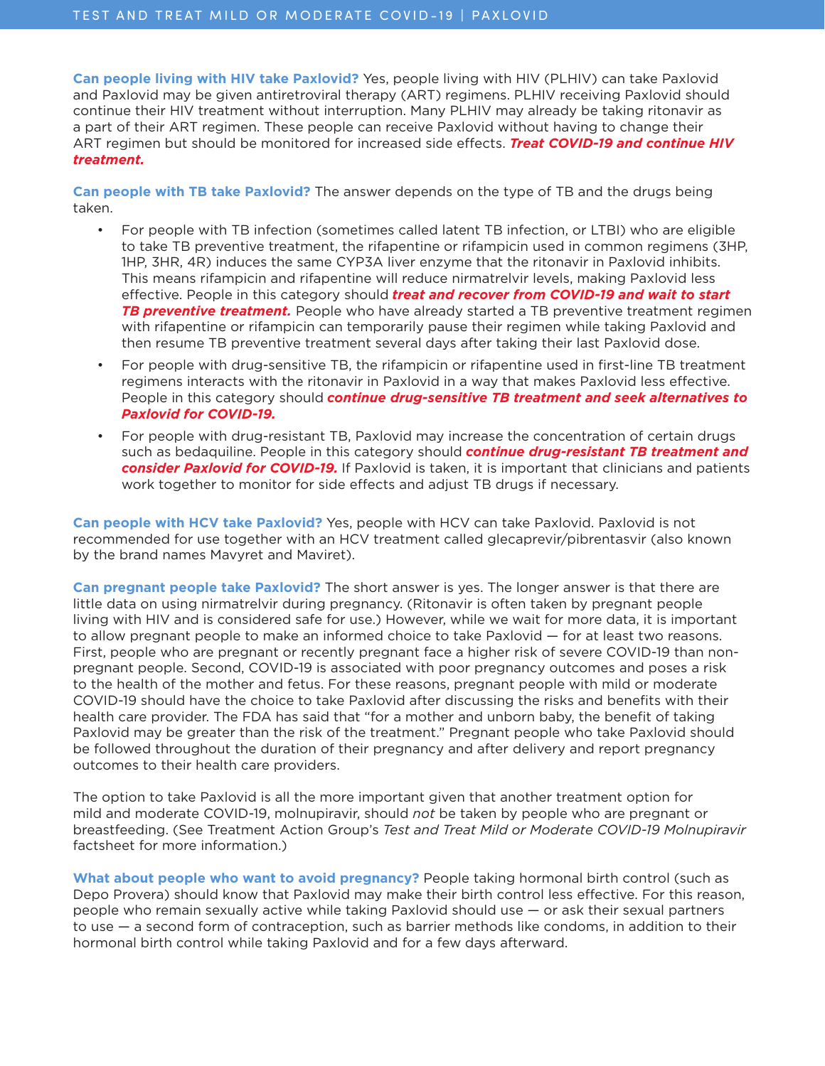**Can people living with HIV take Paxlovid?** Yes, people living with HIV (PLHIV) can take Paxlovid and Paxlovid may be given antiretroviral therapy (ART) regimens. PLHIV receiving Paxlovid should continue their HIV treatment without interruption. Many PLHIV may already be taking ritonavir as a part of their ART regimen. These people can receive Paxlovid without having to change their ART regimen but should be monitored for increased side effects. ***Treat COVID-19 and continue HIV treatment.***

**Can people with TB take Paxlovid?** The answer depends on the type of TB and the drugs being taken.

- For people with TB infection (sometimes called latent TB infection, or LTBI) who are eligible to take TB preventive treatment, the rifapentine or rifampicin used in common regimens (3HP, 1HP, 3HR, 4R) induces the same CYP3A liver enzyme that the ritonavir in Paxlovid inhibits. This means rifampicin and rifapentine will reduce nirmatrelvir levels, making Paxlovid less effective. People in this category should ***treat and recover from COVID-19 and wait to start TB preventive treatment.*** People who have already started a TB preventive treatment regimen with rifapentine or rifampicin can temporarily pause their regimen while taking Paxlovid and then resume TB preventive treatment several days after taking their last Paxlovid dose.
- For people with drug-sensitive TB, the rifampicin or rifapentine used in first-line TB treatment regimens interacts with the ritonavir in Paxlovid in a way that makes Paxlovid less effective. People in this category should ***continue drug-sensitive TB treatment and seek alternatives to Paxlovid for COVID-19.***
- For people with drug-resistant TB, Paxlovid may increase the concentration of certain drugs such as bedaquiline. People in this category should ***continue drug-resistant TB treatment and consider Paxlovid for COVID-19.*** If Paxlovid is taken, it is important that clinicians and patients work together to monitor for side effects and adjust TB drugs if necessary.

**Can people with HCV take Paxlovid?** Yes, people with HCV can take Paxlovid. Paxlovid is not recommended for use together with an HCV treatment called glecaprevir/pibrentasvir (also known by the brand names Mavyret and Maviret).

**Can pregnant people take Paxlovid?** The short answer is yes. The longer answer is that there are little data on using nirmatrelvir during pregnancy. (Ritonavir is often taken by pregnant people living with HIV and is considered safe for use.) However, while we wait for more data, it is important to allow pregnant people to make an informed choice to take Paxlovid — for at least two reasons. First, people who are pregnant or recently pregnant face a higher risk of severe COVID-19 than non-pregnant people. Second, COVID-19 is associated with poor pregnancy outcomes and poses a risk to the health of the mother and fetus. For these reasons, pregnant people with mild or moderate COVID-19 should have the choice to take Paxlovid after discussing the risks and benefits with their health care provider. The FDA has said that "for a mother and unborn baby, the benefit of taking Paxlovid may be greater than the risk of the treatment." Pregnant people who take Paxlovid should be followed throughout the duration of their pregnancy and after delivery and report pregnancy outcomes to their health care providers.

The option to take Paxlovid is all the more important given that another treatment option for mild and moderate COVID-19, molnupiravir, should *not* be taken by people who are pregnant or breastfeeding. (See Treatment Action Group's *Test and Treat Mild or Moderate COVID-19 Molnupiravir* factsheet for more information.)

**What about people who want to avoid pregnancy?** People taking hormonal birth control (such as Depo Provera) should know that Paxlovid may make their birth control less effective. For this reason, people who remain sexually active while taking Paxlovid should use — or ask their sexual partners to use — a second form of contraception, such as barrier methods like condoms, in addition to their hormonal birth control while taking Paxlovid and for a few days afterward.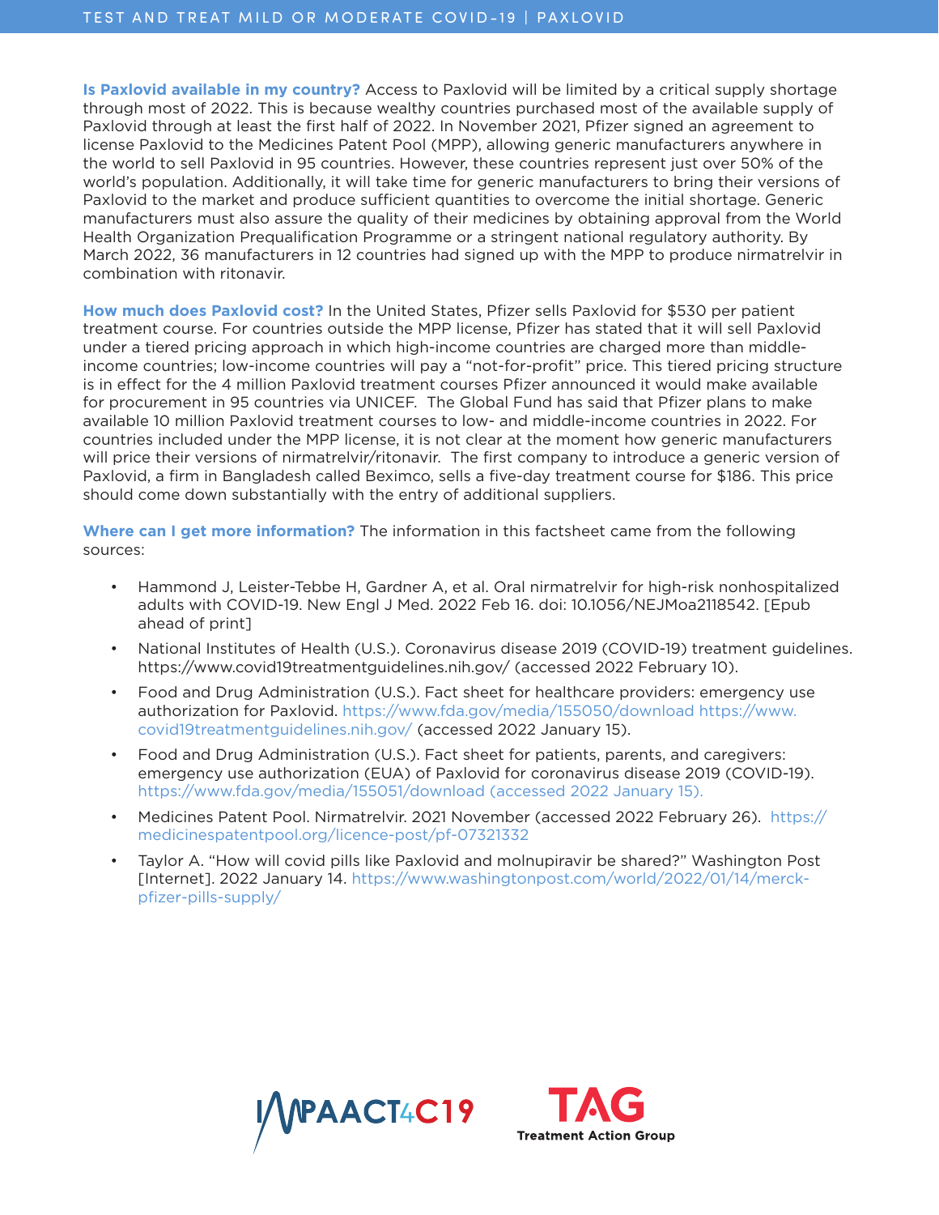**Is Paxlovid available in my country?** Access to Paxlovid will be limited by a critical supply shortage through most of 2022. This is because wealthy countries purchased most of the available supply of Paxlovid through at least the first half of 2022. In November 2021, Pfizer signed an agreement to license Paxlovid to the Medicines Patent Pool (MPP), allowing generic manufacturers anywhere in the world to sell Paxlovid in 95 countries. However, these countries represent just over 50% of the world's population. Additionally, it will take time for generic manufacturers to bring their versions of Paxlovid to the market and produce sufficient quantities to overcome the initial shortage. Generic manufacturers must also assure the quality of their medicines by obtaining approval from the World Health Organization Prequalification Programme or a stringent national regulatory authority. By March 2022, 36 manufacturers in 12 countries had signed up with the MPP to produce nirmatrelvir in combination with ritonavir.

**How much does Paxlovid cost?** In the United States, Pfizer sells Paxlovid for $530 per patient treatment course. For countries outside the MPP license, Pfizer has stated that it will sell Paxlovid under a tiered pricing approach in which high-income countries are charged more than middle-income countries; low-income countries will pay a "not-for-profit" price. This tiered pricing structure is in effect for the 4 million Paxlovid treatment courses Pfizer announced it would make available for procurement in 95 countries via UNICEF. The Global Fund has said that Pfizer plans to make available 10 million Paxlovid treatment courses to low- and middle-income countries in 2022. For countries included under the MPP license, it is not clear at the moment how generic manufacturers will price their versions of nirmatrelvir/ritonavir. The first company to introduce a generic version of Paxlovid, a firm in Bangladesh called Beximco, sells a five-day treatment course for $186. This price should come down substantially with the entry of additional suppliers.

**Where can I get more information?** The information in this factsheet came from the following sources:

- Hammond J, Leister-Tebbe H, Gardner A, et al. Oral nirmatrelvir for high-risk nonhospitalized adults with COVID-19. New Engl J Med. 2022 Feb 16. doi: 10.1056/NEJMoa2118542. [Epub ahead of print]
- National Institutes of Health (U.S.). Coronavirus disease 2019 (COVID-19) treatment guidelines. https://www.covid19treatmentguidelines.nih.gov/ (accessed 2022 February 10).
- Food and Drug Administration (U.S.). Fact sheet for healthcare providers: emergency use authorization for Paxlovid. https://www.fda.gov/media/155050/download https://www.covid19treatmentguidelines.nih.gov/ (accessed 2022 January 15).
- Food and Drug Administration (U.S.). Fact sheet for patients, parents, and caregivers: emergency use authorization (EUA) of Paxlovid for coronavirus disease 2019 (COVID-19). https://www.fda.gov/media/155051/download (accessed 2022 January 15).
- Medicines Patent Pool. Nirmatrelvir. 2021 November (accessed 2022 February 26). https://medicinespatentpool.org/licence-post/pf-07321332
- Taylor A. "How will covid pills like Paxlovid and molnupiravir be shared?" Washington Post [Internet]. 2022 January 14. https://www.washingtonpost.com/world/2022/01/14/merck-pfizer-pills-supply/

IMPAACT4C19

TAG Treatment Action Group